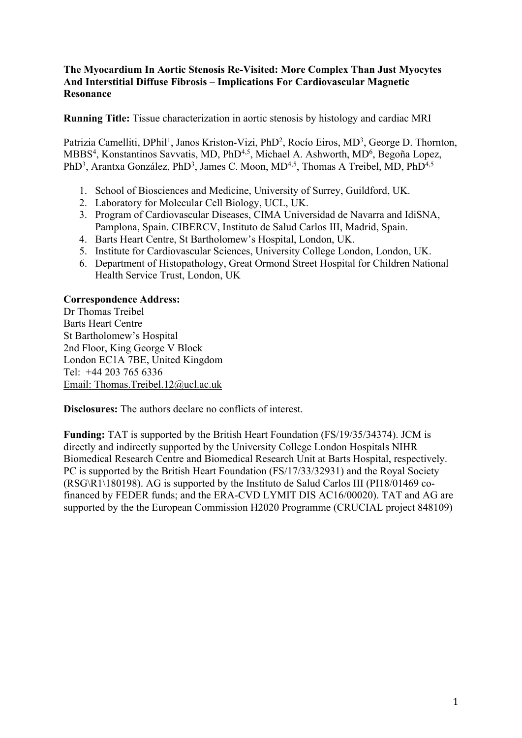**The Myocardium In Aortic Stenosis Re-Visited: More Complex Than Just Myocytes And Interstitial Diffuse Fibrosis – Implications For Cardiovascular Magnetic Resonance**

**Running Title:** Tissue characterization in aortic stenosis by histology and cardiac MRI

Patrizia Camelliti, DPhil[1], Janos Kriston-Vizi, PhD[2], Rocío Eiros, MD[3], George D. Thornton, MBBS[4], Konstantinos Savvatis, MD, PhD[4,5], Michael A. Ashworth, MD[6], Begoña Lopez, PhD[3], Arantxa González, PhD[3], James C. Moon, MD[4,5], Thomas A Treibel, MD, PhD[4,5]

1. School of Biosciences and Medicine, University of Surrey, Guildford, UK.
2. Laboratory for Molecular Cell Biology, UCL, UK.
3. Program of Cardiovascular Diseases, CIMA Universidad de Navarra and IdiSNA, Pamplona, Spain. CIBERCV, Instituto de Salud Carlos III, Madrid, Spain.
4. Barts Heart Centre, St Bartholomew's Hospital, London, UK.
5. Institute for Cardiovascular Sciences, University College London, London, UK.
6. Department of Histopathology, Great Ormond Street Hospital for Children National Health Service Trust, London, UK

**Correspondence Address:**
Dr Thomas Treibel
Barts Heart Centre
St Bartholomew's Hospital
2nd Floor, King George V Block
London EC1A 7BE, United Kingdom
Tel: +44 203 765 6336
Email: Thomas.Treibel.12@ucl.ac.uk

**Disclosures:** The authors declare no conflicts of interest.

**Funding:** TAT is supported by the British Heart Foundation (FS/19/35/34374). JCM is directly and indirectly supported by the University College London Hospitals NIHR Biomedical Research Centre and Biomedical Research Unit at Barts Hospital, respectively. PC is supported by the British Heart Foundation (FS/17/33/32931) and the Royal Society (RSG\R1\180198). AG is supported by the Instituto de Salud Carlos III (PI18/01469 co-financed by FEDER funds; and the ERA-CVD LYMIT DIS AC16/00020). TAT and AG are supported by the the European Commission H2020 Programme (CRUCIAL project 848109)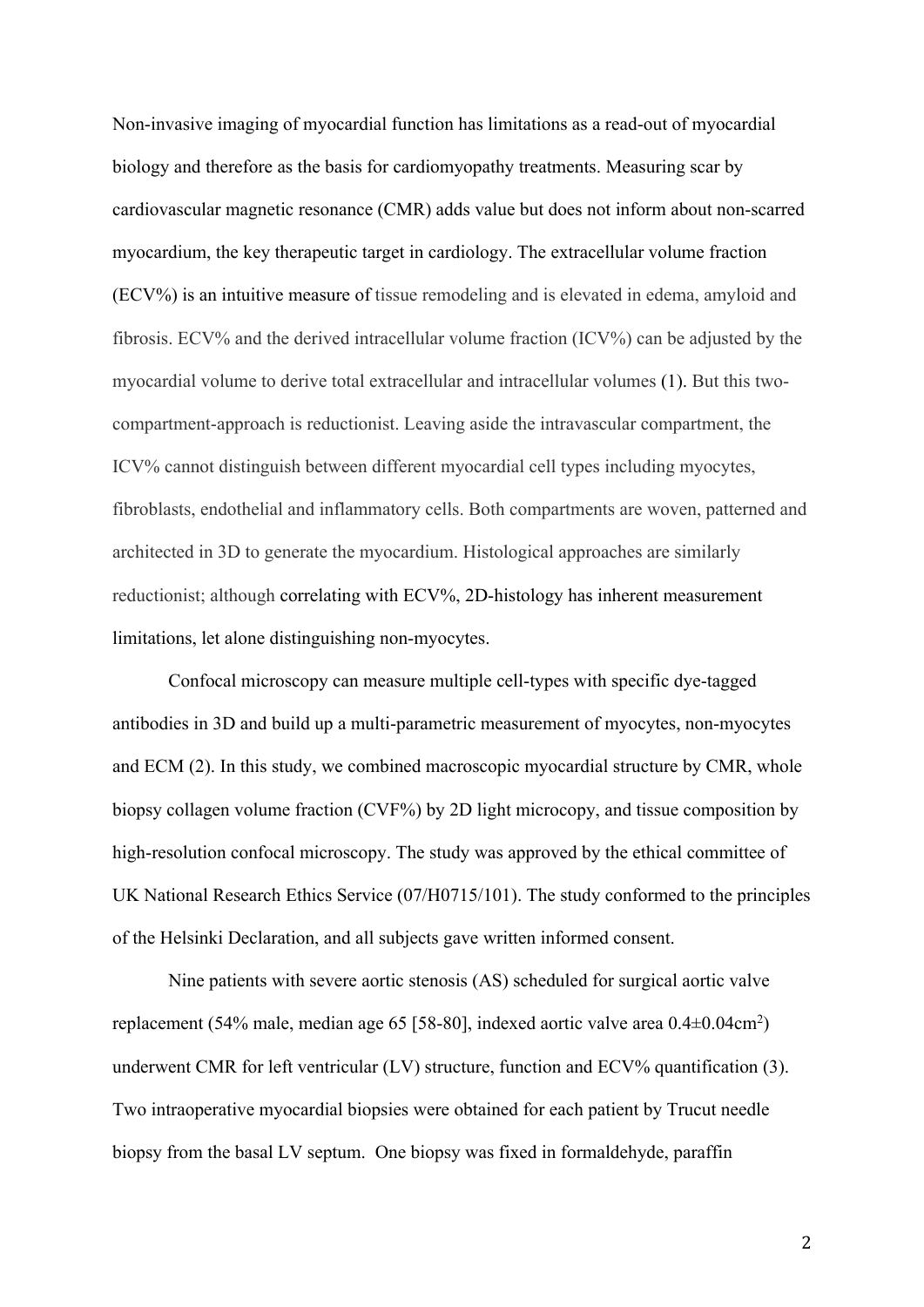Non-invasive imaging of myocardial function has limitations as a read-out of myocardial biology and therefore as the basis for cardiomyopathy treatments. Measuring scar by cardiovascular magnetic resonance (CMR) adds value but does not inform about non-scarred myocardium, the key therapeutic target in cardiology. The extracellular volume fraction (ECV%) is an intuitive measure of tissue remodeling and is elevated in edema, amyloid and fibrosis. ECV% and the derived intracellular volume fraction (ICV%) can be adjusted by the myocardial volume to derive total extracellular and intracellular volumes (1). But this two-compartment-approach is reductionist. Leaving aside the intravascular compartment, the ICV% cannot distinguish between different myocardial cell types including myocytes, fibroblasts, endothelial and inflammatory cells. Both compartments are woven, patterned and architected in 3D to generate the myocardium. Histological approaches are similarly reductionist; although correlating with ECV%, 2D-histology has inherent measurement limitations, let alone distinguishing non-myocytes.

Confocal microscopy can measure multiple cell-types with specific dye-tagged antibodies in 3D and build up a multi-parametric measurement of myocytes, non-myocytes and ECM (2). In this study, we combined macroscopic myocardial structure by CMR, whole biopsy collagen volume fraction (CVF%) by 2D light microcopy, and tissue composition by high-resolution confocal microscopy. The study was approved by the ethical committee of UK National Research Ethics Service (07/H0715/101). The study conformed to the principles of the Helsinki Declaration, and all subjects gave written informed consent.

Nine patients with severe aortic stenosis (AS) scheduled for surgical aortic valve replacement (54% male, median age 65 [58-80], indexed aortic valve area $0.4 \pm 0.04 cm^2$) underwent CMR for left ventricular (LV) structure, function and ECV% quantification (3). Two intraoperative myocardial biopsies were obtained for each patient by Trucut needle biopsy from the basal LV septum. One biopsy was fixed in formaldehyde, paraffin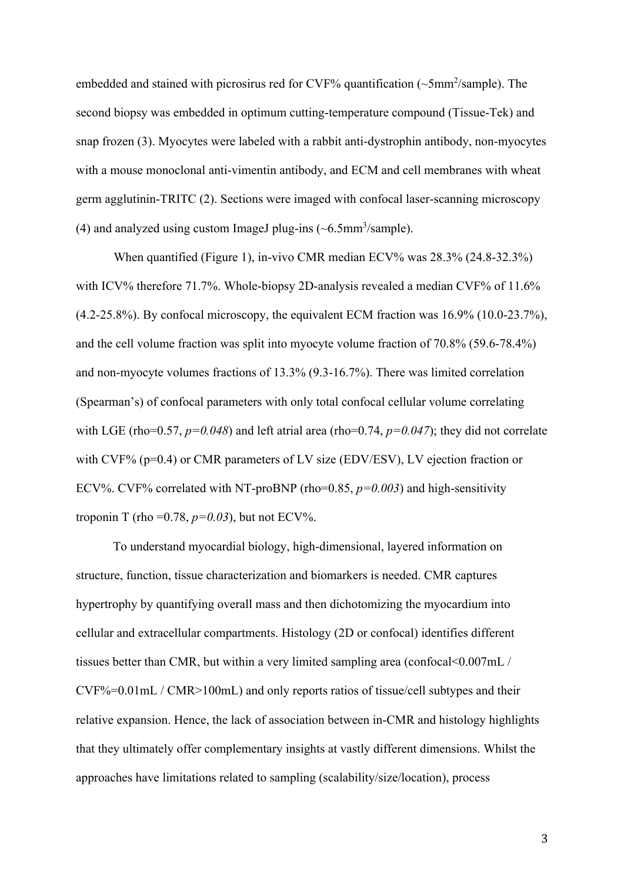embedded and stained with picrosirus red for CVF% quantification (~5mm$^2$/sample). The second biopsy was embedded in optimum cutting-temperature compound (Tissue-Tek) and snap frozen (3). Myocytes were labeled with a rabbit anti-dystrophin antibody, non-myocytes with a mouse monoclonal anti-vimentin antibody, and ECM and cell membranes with wheat germ agglutinin-TRITC (2). Sections were imaged with confocal laser-scanning microscopy (4) and analyzed using custom ImageJ plug-ins (~6.5mm$^3$/sample).

When quantified (Figure 1), in-vivo CMR median ECV% was 28.3% (24.8-32.3%) with ICV% therefore 71.7%. Whole-biopsy 2D-analysis revealed a median CVF% of 11.6% (4.2-25.8%). By confocal microscopy, the equivalent ECM fraction was 16.9% (10.0-23.7%), and the cell volume fraction was split into myocyte volume fraction of 70.8% (59.6-78.4%) and non-myocyte volumes fractions of 13.3% (9.3-16.7%). There was limited correlation (Spearman's) of confocal parameters with only total confocal cellular volume correlating with LGE (rho=0.57, *p=0.048*) and left atrial area (rho=0.74, *p=0.047*); they did not correlate with CVF% (p=0.4) or CMR parameters of LV size (EDV/ESV), LV ejection fraction or ECV%. CVF% correlated with NT-proBNP (rho=0.85, *p=0.003*) and high-sensitivity troponin T (rho =0.78, *p=0.03*), but not ECV%.

To understand myocardial biology, high-dimensional, layered information on structure, function, tissue characterization and biomarkers is needed. CMR captures hypertrophy by quantifying overall mass and then dichotomizing the myocardium into cellular and extracellular compartments. Histology (2D or confocal) identifies different tissues better than CMR, but within a very limited sampling area (confocal<0.007mL / CVF%=0.01mL / CMR>100mL) and only reports ratios of tissue/cell subtypes and their relative expansion. Hence, the lack of association between in-CMR and histology highlights that they ultimately offer complementary insights at vastly different dimensions. Whilst the approaches have limitations related to sampling (scalability/size/location), process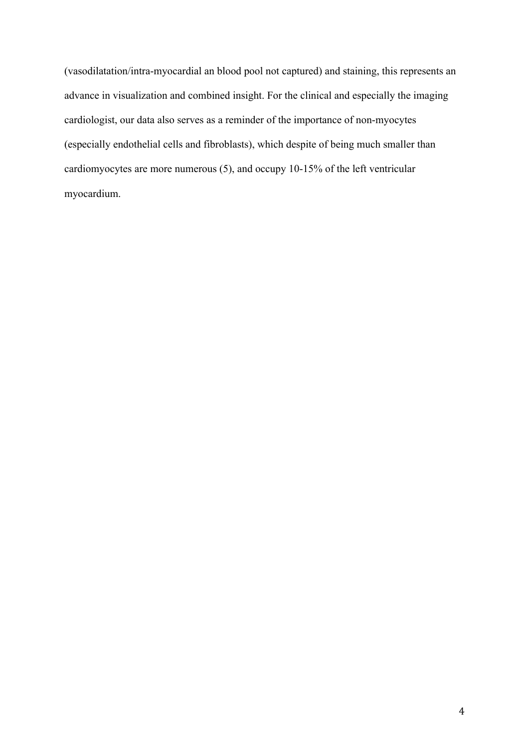(vasodilatation/intra-myocardial an blood pool not captured) and staining, this represents an advance in visualization and combined insight. For the clinical and especially the imaging cardiologist, our data also serves as a reminder of the importance of non-myocytes (especially endothelial cells and fibroblasts), which despite of being much smaller than cardiomyocytes are more numerous (5), and occupy 10-15% of the left ventricular myocardium.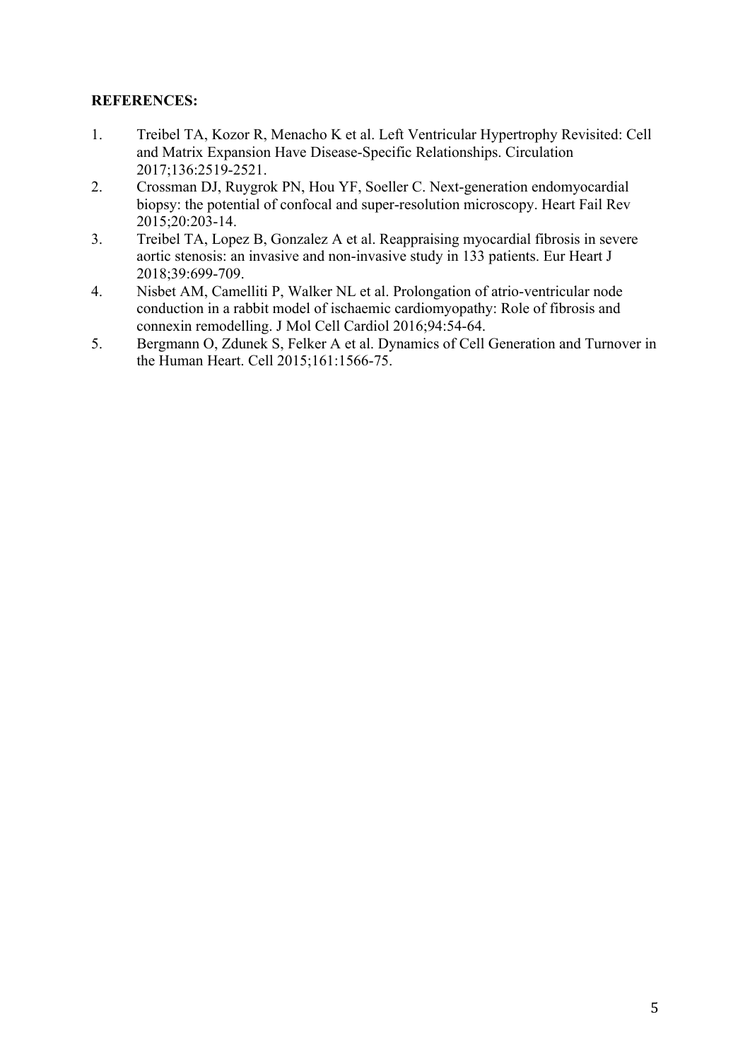**REFERENCES:**

1. Treibel TA, Kozor R, Menacho K et al. Left Ventricular Hypertrophy Revisited: Cell and Matrix Expansion Have Disease-Specific Relationships. Circulation 2017;136:2519-2521.
2. Crossman DJ, Ruygrok PN, Hou YF, Soeller C. Next-generation endomyocardial biopsy: the potential of confocal and super-resolution microscopy. Heart Fail Rev 2015;20:203-14.
3. Treibel TA, Lopez B, Gonzalez A et al. Reappraising myocardial fibrosis in severe aortic stenosis: an invasive and non-invasive study in 133 patients. Eur Heart J 2018;39:699-709.
4. Nisbet AM, Camelliti P, Walker NL et al. Prolongation of atrio-ventricular node conduction in a rabbit model of ischaemic cardiomyopathy: Role of fibrosis and connexin remodelling. J Mol Cell Cardiol 2016;94:54-64.
5. Bergmann O, Zdunek S, Felker A et al. Dynamics of Cell Generation and Turnover in the Human Heart. Cell 2015;161:1566-75.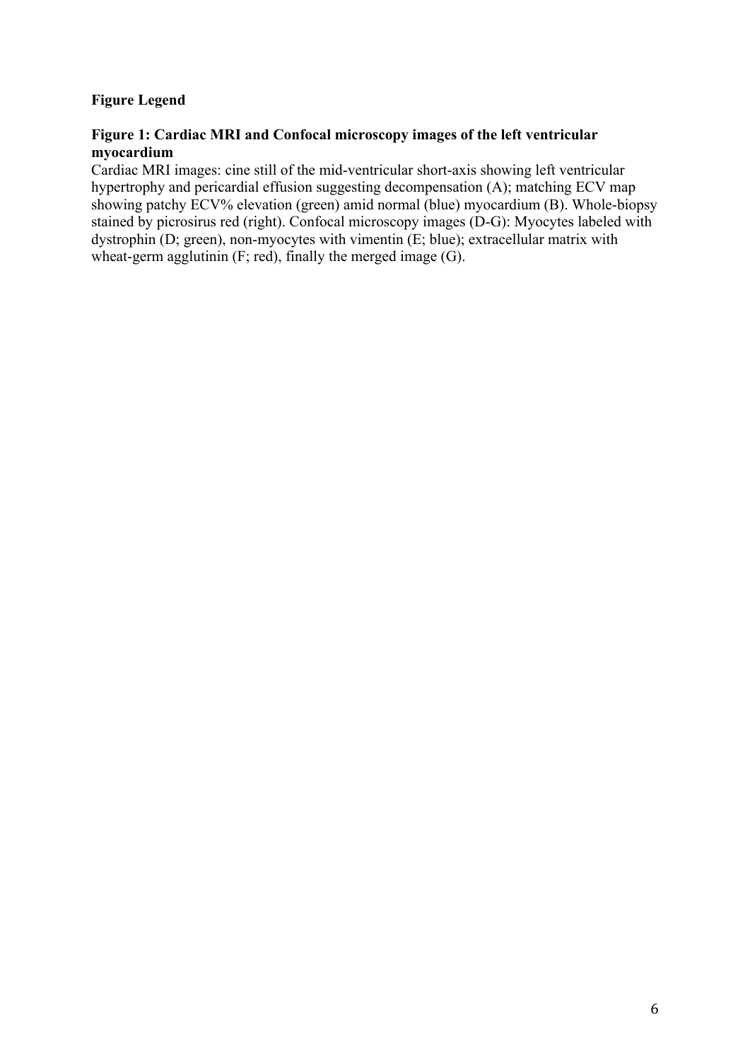**Figure Legend**

**Figure 1: Cardiac MRI and Confocal microscopy images of the left ventricular myocardium**

Cardiac MRI images: cine still of the mid-ventricular short-axis showing left ventricular hypertrophy and pericardial effusion suggesting decompensation (A); matching ECV map showing patchy ECV% elevation (green) amid normal (blue) myocardium (B). Whole-biopsy stained by picrosirus red (right). Confocal microscopy images (D-G): Myocytes labeled with dystrophin (D; green), non-myocytes with vimentin (E; blue); extracellular matrix with wheat-germ agglutinin (F; red), finally the merged image (G).